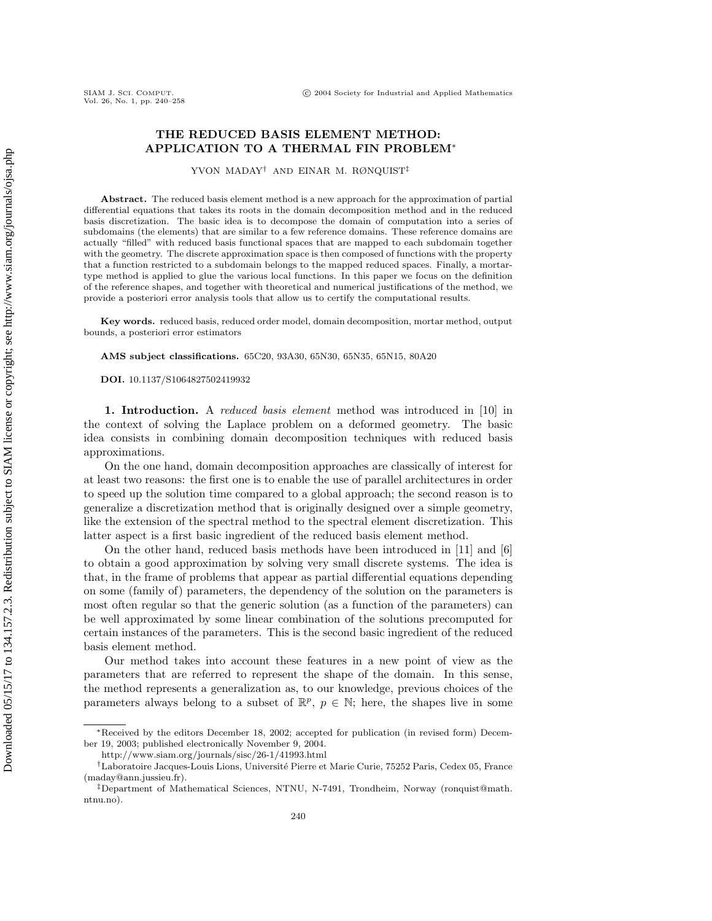# THE REDUCED BASIS ELEMENT METHOD: APPLICATION TO A THERMAL FIN PROBLEM*

YVON MADAY† AND EINAR M. RØNQUIST‡

**Abstract.** The reduced basis element method is a new approach for the approximation of partial differential equations that takes its roots in the domain decomposition method and in the reduced basis discretization. The basic idea is to decompose the domain of computation into a series of subdomains (the elements) that are similar to a few reference domains. These reference domains are actually "filled" with reduced basis functional spaces that are mapped to each subdomain together with the geometry. The discrete approximation space is then composed of functions with the property that a function restricted to a subdomain belongs to the mapped reduced spaces. Finally, a mortar-type method is applied to glue the various local functions. In this paper we focus on the definition of the reference shapes, and together with theoretical and numerical justifications of the method, we provide a posteriori error analysis tools that allow us to certify the computational results.

**Key words.** reduced basis, reduced order model, domain decomposition, mortar method, output bounds, a posteriori error estimators

**AMS subject classifications.** 65C20, 93A30, 65N30, 65N35, 65N15, 80A20

**DOI.** 10.1137/S1064827502419932

## 1. Introduction.

A *reduced basis element* method was introduced in [10] in the context of solving the Laplace problem on a deformed geometry. The basic idea consists in combining domain decomposition techniques with reduced basis approximations.

On the one hand, domain decomposition approaches are classically of interest for at least two reasons: the first one is to enable the use of parallel architectures in order to speed up the solution time compared to a global approach; the second reason is to generalize a discretization method that is originally designed over a simple geometry, like the extension of the spectral method to the spectral element discretization. This latter aspect is a first basic ingredient of the reduced basis element method.

On the other hand, reduced basis methods have been introduced in [11] and [6] to obtain a good approximation by solving very small discrete systems. The idea is that, in the frame of problems that appear as partial differential equations depending on some (family of) parameters, the dependency of the solution on the parameters is most often regular so that the generic solution (as a function of the parameters) can be well approximated by some linear combination of the solutions precomputed for certain instances of the parameters. This is the second basic ingredient of the reduced basis element method.

Our method takes into account these features in a new point of view as the parameters that are referred to represent the shape of the domain. In this sense, the method represents a generalization as, to our knowledge, previous choices of the parameters always belong to a subset of $\mathbb{R}^p$, $p \in \mathbb{N}$; here, the shapes live in some

---

*Received by the editors December 18, 2002; accepted for publication (in revised form) December 19, 2003; published electronically November 9, 2004.
http://www.siam.org/journals/sisc/26-1/41993.html

†Laboratoire Jacques-Louis Lions, Université Pierre et Marie Curie, 75252 Paris, Cedex 05, France (maday@ann.jussieu.fr).

‡Department of Mathematical Sciences, NTNU, N-7491, Trondheim, Norway (ronquist@math.ntnu.no).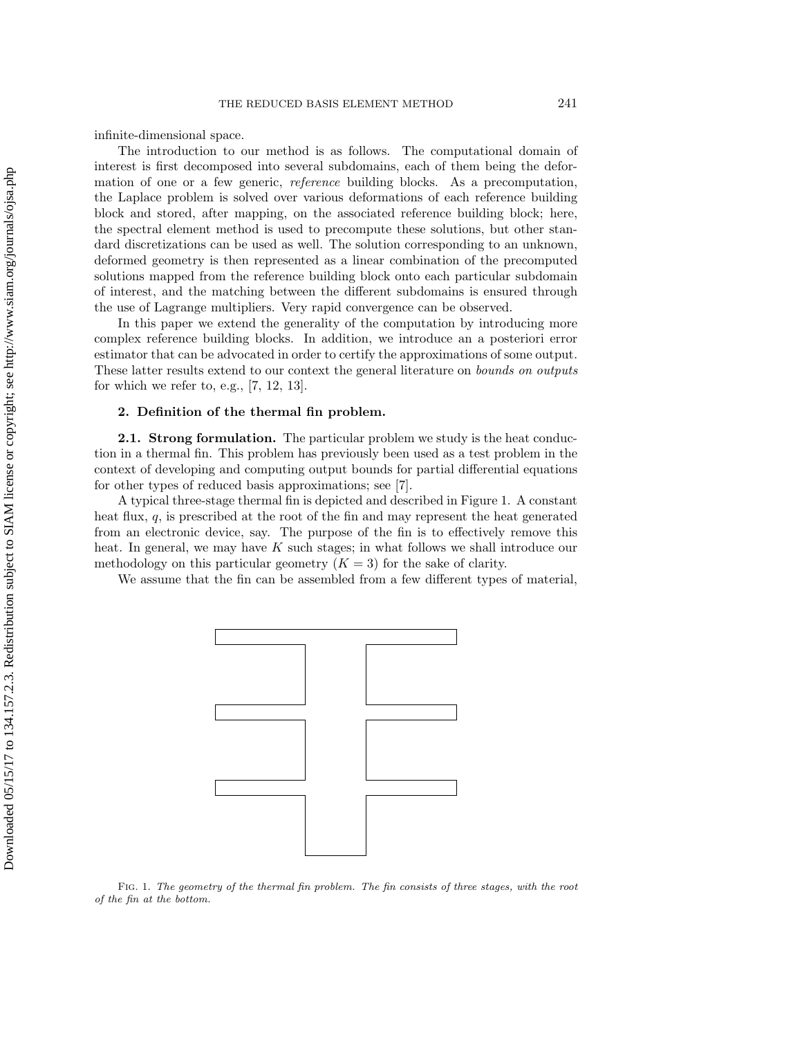infinite-dimensional space.

The introduction to our method is as follows. The computational domain of interest is first decomposed into several subdomains, each of them being the deformation of one or a few generic, *reference* building blocks. As a precomputation, the Laplace problem is solved over various deformations of each reference building block and stored, after mapping, on the associated reference building block; here, the spectral element method is used to precompute these solutions, but other standard discretizations can be used as well. The solution corresponding to an unknown, deformed geometry is then represented as a linear combination of the precomputed solutions mapped from the reference building block onto each particular subdomain of interest, and the matching between the different subdomains is ensured through the use of Lagrange multipliers. Very rapid convergence can be observed.

In this paper we extend the generality of the computation by introducing more complex reference building blocks. In addition, we introduce an a posteriori error estimator that can be advocated in order to certify the approximations of some output. These latter results extend to our context the general literature on *bounds on outputs* for which we refer to, e.g., [7, 12, 13].

## 2. Definition of the thermal fin problem.

**2.1. Strong formulation.** The particular problem we study is the heat conduction in a thermal fin. This problem has previously been used as a test problem in the context of developing and computing output bounds for partial differential equations for other types of reduced basis approximations; see [7].

A typical three-stage thermal fin is depicted and described in Figure 1. A constant heat flux, $q$, is prescribed at the root of the fin and may represent the heat generated from an electronic device, say. The purpose of the fin is to effectively remove this heat. In general, we may have $K$ such stages; in what follows we shall introduce our methodology on this particular geometry ($K = 3$) for the sake of clarity.

We assume that the fin can be assembled from a few different types of material,

Fig. 1. *The geometry of the thermal fin problem. The fin consists of three stages, with the root of the fin at the bottom.*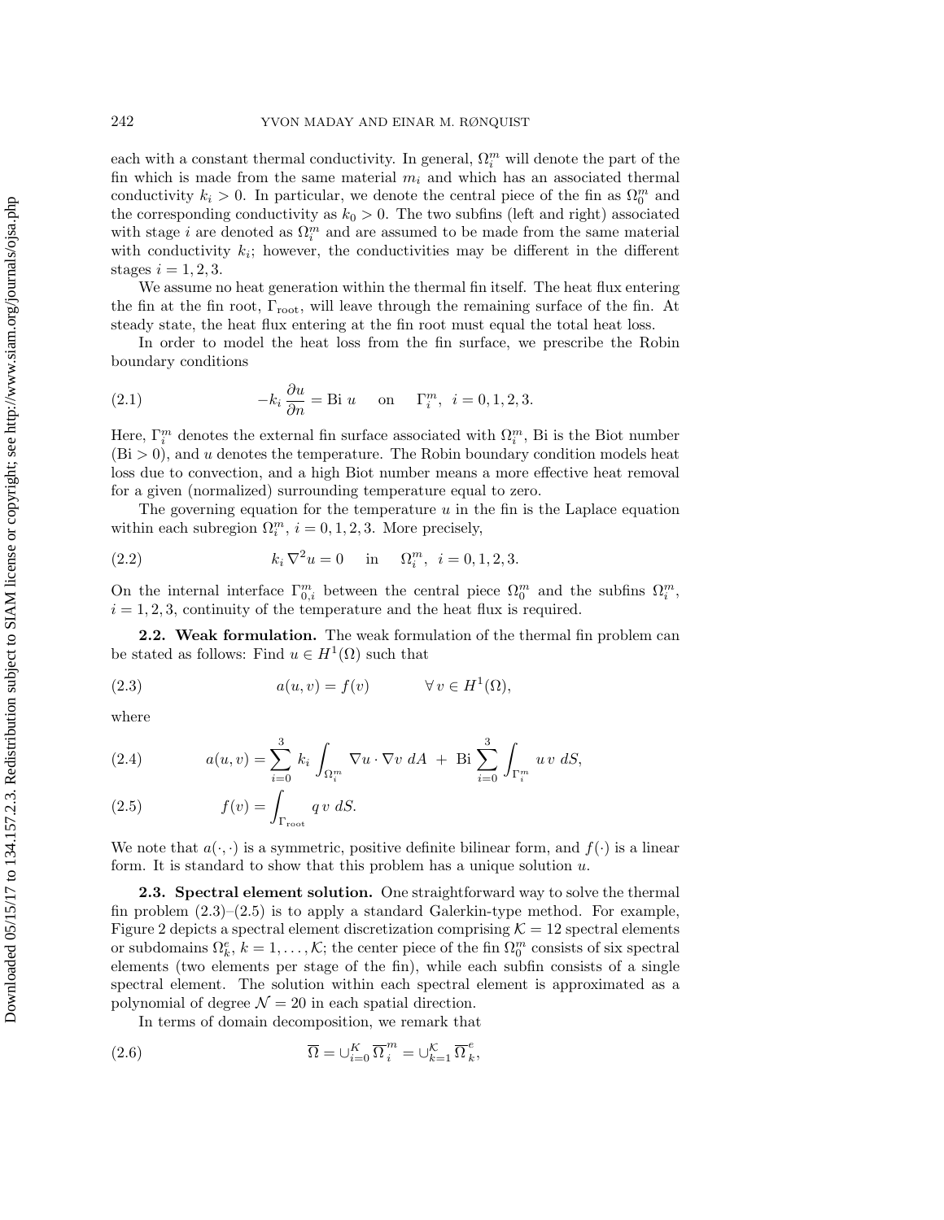each with a constant thermal conductivity. In general, $\Omega_i^m$ will denote the part of the fin which is made from the same material $m_i$ and which has an associated thermal conductivity $k_i > 0$. In particular, we denote the central piece of the fin as $\Omega_0^m$ and the corresponding conductivity as $k_0 > 0$. The two subfins (left and right) associated with stage $i$ are denoted as $\Omega_i^m$ and are assumed to be made from the same material with conductivity $k_i$; however, the conductivities may be different in the different stages $i = 1, 2, 3$.

We assume no heat generation within the thermal fin itself. The heat flux entering the fin at the fin root, $\Gamma_{\text{root}}$, will leave through the remaining surface of the fin. At steady state, the heat flux entering at the fin root must equal the total heat loss.

In order to model the heat loss from the fin surface, we prescribe the Robin boundary conditions

$$-k_i \frac{\partial u}{\partial n} = \text{Bi}\ u \quad \text{ on } \quad \Gamma_i^m, \ \ i = 0, 1, 2, 3. \tag{2.1}$$

Here, $\Gamma_i^m$ denotes the external fin surface associated with $\Omega_i^m$, Bi is the Biot number (Bi $> 0$), and $u$ denotes the temperature. The Robin boundary condition models heat loss due to convection, and a high Biot number means a more effective heat removal for a given (normalized) surrounding temperature equal to zero.

The governing equation for the temperature $u$ in the fin is the Laplace equation within each subregion $\Omega_i^m$, $i = 0, 1, 2, 3$. More precisely,

$$k_i \nabla^2 u = 0 \quad \text{ in } \quad \Omega_i^m, \ \ i = 0, 1, 2, 3. \tag{2.2}$$

On the internal interface $\Gamma_{0,i}^m$ between the central piece $\Omega_0^m$ and the subfins $\Omega_i^m$, $i = 1, 2, 3$, continuity of the temperature and the heat flux is required.

### 2.2. Weak formulation.

The weak formulation of the thermal fin problem can be stated as follows: Find $u \in H^1(\Omega)$ such that

$$a(u, v) = f(v) \qquad \forall\, v \in H^1(\Omega), \tag{2.3}$$

where

$$a(u, v) = \sum_{i=0}^{3} k_i \int_{\Omega_i^m} \nabla u \cdot \nabla v \ dA \ + \ \text{Bi} \sum_{i=0}^{3} \int_{\Gamma_i^m} u\, v \ dS, \tag{2.4}$$

$$f(v) = \int_{\Gamma_{\text{root}}} q\, v \ dS. \tag{2.5}$$

We note that $a(\cdot, \cdot)$ is a symmetric, positive definite bilinear form, and $f(\cdot)$ is a linear form. It is standard to show that this problem has a unique solution $u$.

### 2.3. Spectral element solution.

One straightforward way to solve the thermal fin problem (2.3)–(2.5) is to apply a standard Galerkin-type method. For example, Figure 2 depicts a spectral element discretization comprising $\mathcal{K} = 12$ spectral elements or subdomains $\Omega_k^e$, $k = 1, \dots, \mathcal{K}$; the center piece of the fin $\Omega_0^m$ consists of six spectral elements (two elements per stage of the fin), while each subfin consists of a single spectral element. The solution within each spectral element is approximated as a polynomial of degree $\mathcal{N} = 20$ in each spatial direction.

In terms of domain decomposition, we remark that

$$\overline{\Omega} = \cup_{i=0}^{K} \overline{\Omega}_i^m = \cup_{k=1}^{\mathcal{K}} \overline{\Omega}_k^e, \tag{2.6}$$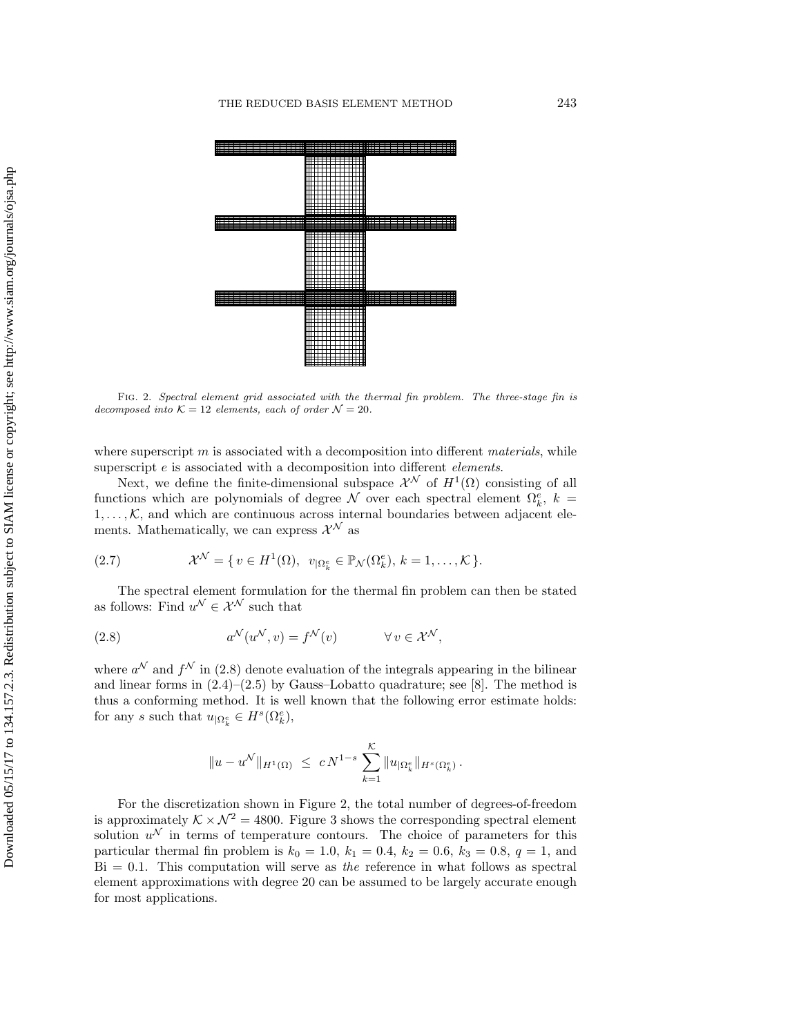FIG. 2. *Spectral element grid associated with the thermal fin problem. The three-stage fin is decomposed into $\mathcal{K} = 12$ elements, each of order $\mathcal{N} = 20$.*

where superscript $m$ is associated with a decomposition into different *materials*, while superscript $e$ is associated with a decomposition into different *elements*.

Next, we define the finite-dimensional subspace $\mathcal{X}^{\mathcal{N}}$ of $H^1(\Omega)$ consisting of all functions which are polynomials of degree $\mathcal{N}$ over each spectral element $\Omega_k^e$, $k = 1, \ldots, \mathcal{K}$, and which are continuous across internal boundaries between adjacent elements. Mathematically, we can express $\mathcal{X}^{\mathcal{N}}$ as

$$\mathcal{X}^{\mathcal{N}} = \{ v \in H^1(\Omega), \;\; v_{|\Omega_k^e} \in \mathbb{P}_{\mathcal{N}}(\Omega_k^e), \, k = 1, \ldots, \mathcal{K} \}. \tag{2.7}$$

The spectral element formulation for the thermal fin problem can then be stated as follows: Find $u^{\mathcal{N}} \in \mathcal{X}^{\mathcal{N}}$ such that

$$a^{\mathcal{N}}(u^{\mathcal{N}}, v) = f^{\mathcal{N}}(v) \qquad \forall \, v \in \mathcal{X}^{\mathcal{N}}, \tag{2.8}$$

where $a^{\mathcal{N}}$ and $f^{\mathcal{N}}$ in (2.8) denote evaluation of the integrals appearing in the bilinear and linear forms in (2.4)–(2.5) by Gauss–Lobatto quadrature; see [8]. The method is thus a conforming method. It is well known that the following error estimate holds: for any $s$ such that $u_{|\Omega_k^e} \in H^s(\Omega_k^e)$,

$$\|u - u^{\mathcal{N}}\|_{H^1(\Omega)} \;\leq\; c\, N^{1-s} \sum_{k=1}^{\mathcal{K}} \|u_{|\Omega_k^e}\|_{H^s(\Omega_k^e)} \, .$$

For the discretization shown in Figure 2, the total number of degrees-of-freedom is approximately $\mathcal{K} \times \mathcal{N}^2 = 4800$. Figure 3 shows the corresponding spectral element solution $u^{\mathcal{N}}$ in terms of temperature contours. The choice of parameters for this particular thermal fin problem is $k_0 = 1.0$, $k_1 = 0.4$, $k_2 = 0.6$, $k_3 = 0.8$, $q = 1$, and $\mathrm{Bi} = 0.1$. This computation will serve as *the* reference in what follows as spectral element approximations with degree 20 can be assumed to be largely accurate enough for most applications.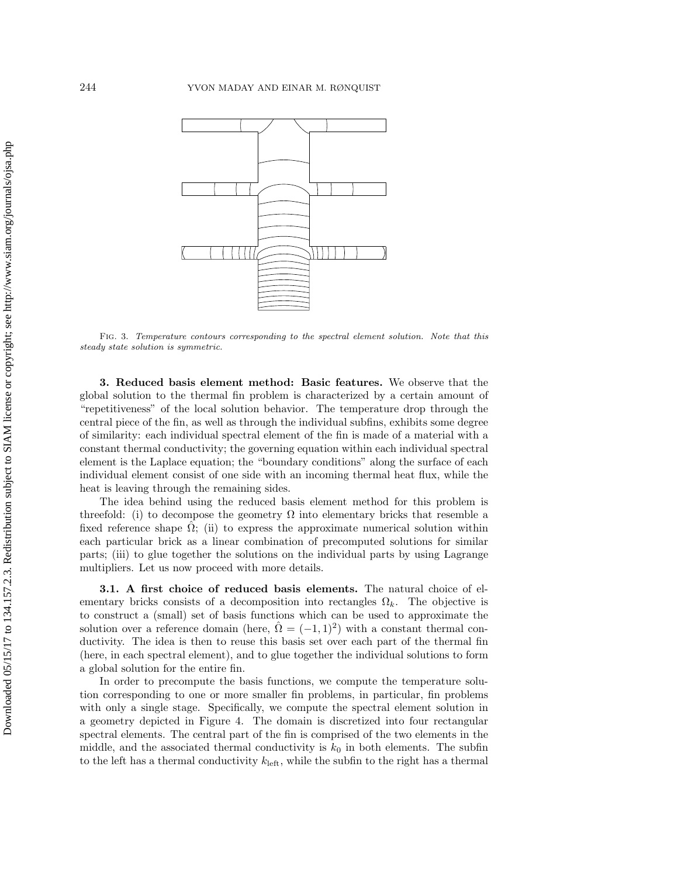Fig. 3. *Temperature contours corresponding to the spectral element solution. Note that this steady state solution is symmetric.*

**3. Reduced basis element method: Basic features.** We observe that the global solution to the thermal fin problem is characterized by a certain amount of "repetitiveness" of the local solution behavior. The temperature drop through the central piece of the fin, as well as through the individual subfins, exhibits some degree of similarity: each individual spectral element of the fin is made of a material with a constant thermal conductivity; the governing equation within each individual spectral element is the Laplace equation; the "boundary conditions" along the surface of each individual element consist of one side with an incoming thermal heat flux, while the heat is leaving through the remaining sides.

The idea behind using the reduced basis element method for this problem is threefold: (i) to decompose the geometry $\Omega$ into elementary bricks that resemble a fixed reference shape $\hat{\Omega}$; (ii) to express the approximate numerical solution within each particular brick as a linear combination of precomputed solutions for similar parts; (iii) to glue together the solutions on the individual parts by using Lagrange multipliers. Let us now proceed with more details.

**3.1. A first choice of reduced basis elements.** The natural choice of elementary bricks consists of a decomposition into rectangles $\Omega_k$. The objective is to construct a (small) set of basis functions which can be used to approximate the solution over a reference domain (here, $\hat{\Omega} = (-1, 1)^2$) with a constant thermal conductivity. The idea is then to reuse this basis set over each part of the thermal fin (here, in each spectral element), and to glue together the individual solutions to form a global solution for the entire fin.

In order to precompute the basis functions, we compute the temperature solution corresponding to one or more smaller fin problems, in particular, fin problems with only a single stage. Specifically, we compute the spectral element solution in a geometry depicted in Figure 4. The domain is discretized into four rectangular spectral elements. The central part of the fin is comprised of the two elements in the middle, and the associated thermal conductivity is $k_0$ in both elements. The subfin to the left has a thermal conductivity $k_{\text{left}}$, while the subfin to the right has a thermal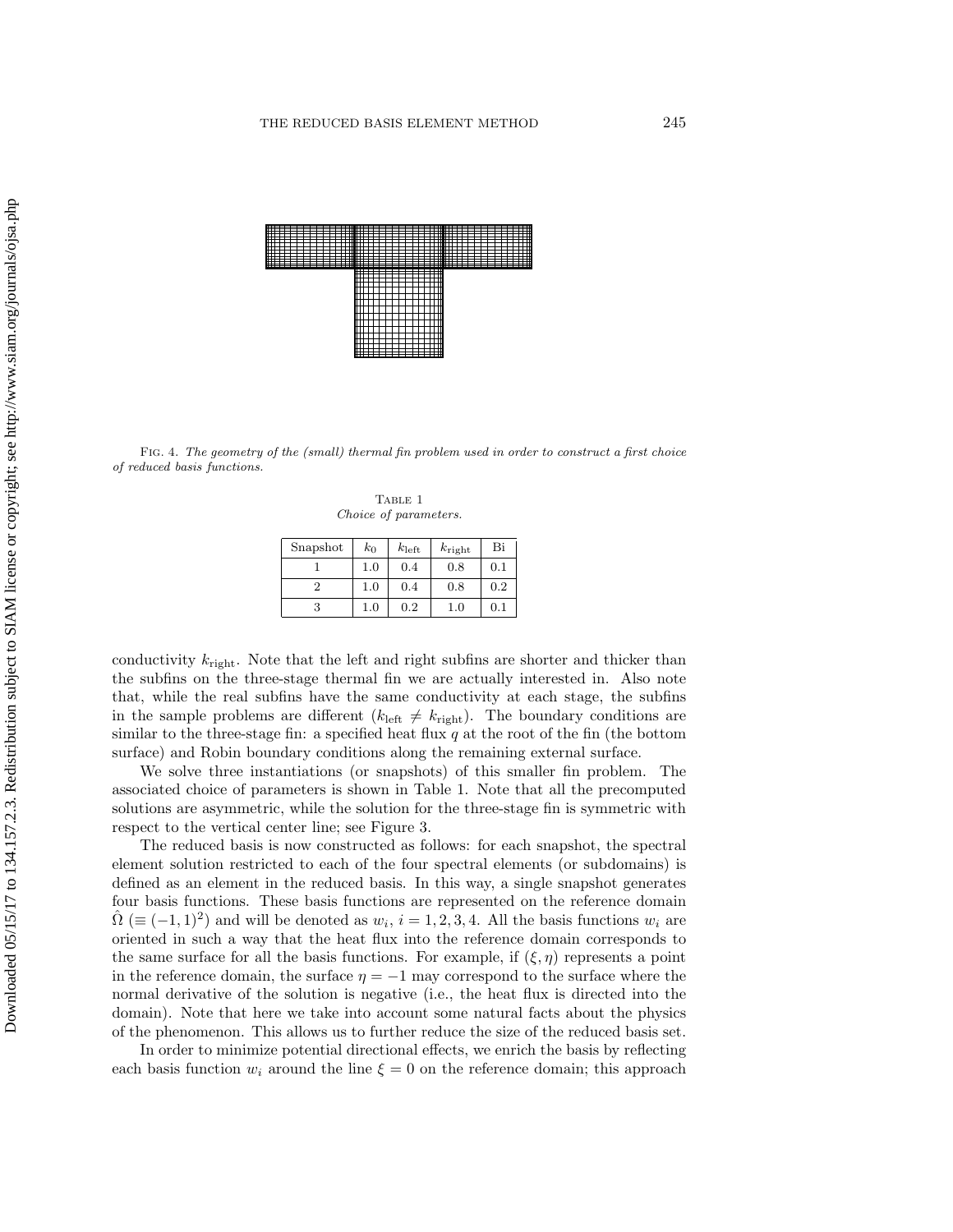Fig. 4. *The geometry of the (small) thermal fin problem used in order to construct a first choice of reduced basis functions.*

Table 1
*Choice of parameters.*

| Snapshot | $k_0$ | $k_{\text{left}}$ | $k_{\text{right}}$ | Bi |
|---|---|---|---|---|
| 1 | 1.0 | 0.4 | 0.8 | 0.1 |
| 2 | 1.0 | 0.4 | 0.8 | 0.2 |
| 3 | 1.0 | 0.2 | 1.0 | 0.1 |

conductivity $k_{\text{right}}$. Note that the left and right subfins are shorter and thicker than the subfins on the three-stage thermal fin we are actually interested in. Also note that, while the real subfins have the same conductivity at each stage, the subfins in the sample problems are different ($k_{\text{left}} \neq k_{\text{right}}$). The boundary conditions are similar to the three-stage fin: a specified heat flux $q$ at the root of the fin (the bottom surface) and Robin boundary conditions along the remaining external surface.

We solve three instantiations (or snapshots) of this smaller fin problem. The associated choice of parameters is shown in Table 1. Note that all the precomputed solutions are asymmetric, while the solution for the three-stage fin is symmetric with respect to the vertical center line; see Figure 3.

The reduced basis is now constructed as follows: for each snapshot, the spectral element solution restricted to each of the four spectral elements (or subdomains) is defined as an element in the reduced basis. In this way, a single snapshot generates four basis functions. These basis functions are represented on the reference domain $\hat{\Omega}$ ($\equiv (-1,1)^2$) and will be denoted as $w_i$, $i = 1, 2, 3, 4$. All the basis functions $w_i$ are oriented in such a way that the heat flux into the reference domain corresponds to the same surface for all the basis functions. For example, if $(\xi, \eta)$ represents a point in the reference domain, the surface $\eta = -1$ may correspond to the surface where the normal derivative of the solution is negative (i.e., the heat flux is directed into the domain). Note that here we take into account some natural facts about the physics of the phenomenon. This allows us to further reduce the size of the reduced basis set.

In order to minimize potential directional effects, we enrich the basis by reflecting each basis function $w_i$ around the line $\xi = 0$ on the reference domain; this approach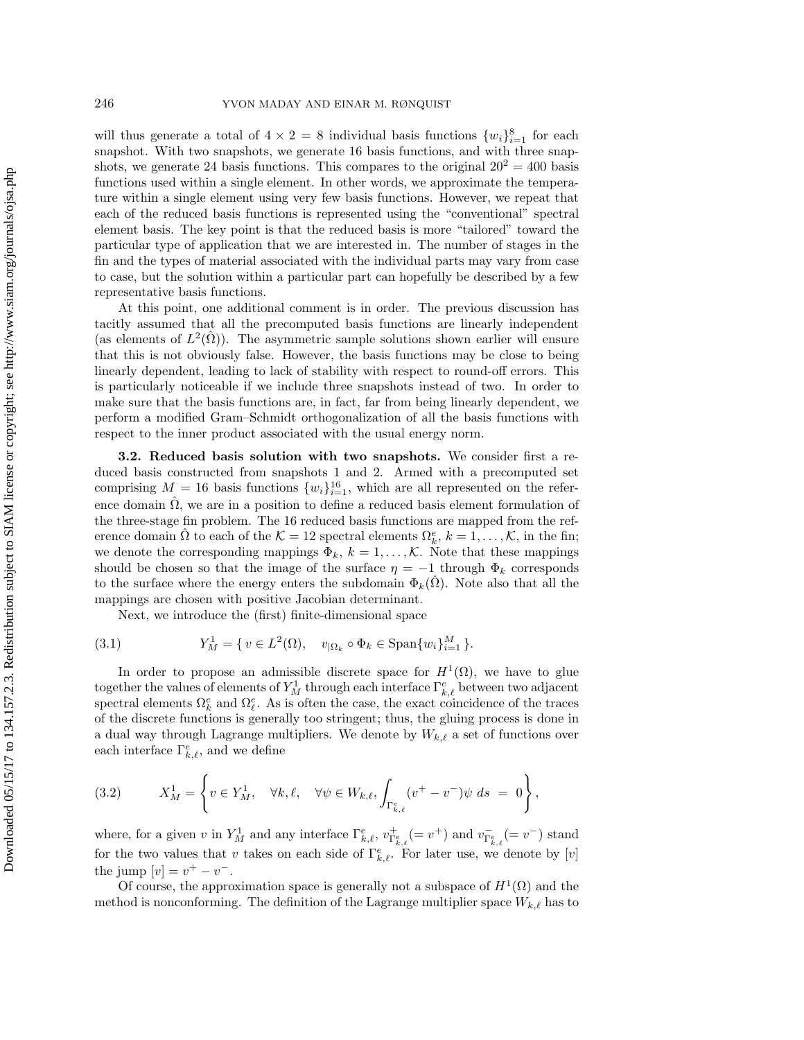will thus generate a total of $4 \times 2 = 8$ individual basis functions $\{w_i\}_{i=1}^{8}$ for each snapshot. With two snapshots, we generate 16 basis functions, and with three snapshots, we generate 24 basis functions. This compares to the original $20^2 = 400$ basis functions used within a single element. In other words, we approximate the temperature within a single element using very few basis functions. However, we repeat that each of the reduced basis functions is represented using the "conventional" spectral element basis. The key point is that the reduced basis is more "tailored" toward the particular type of application that we are interested in. The number of stages in the fin and the types of material associated with the individual parts may vary from case to case, but the solution within a particular part can hopefully be described by a few representative basis functions.

At this point, one additional comment is in order. The previous discussion has tacitly assumed that all the precomputed basis functions are linearly independent (as elements of $L^2(\hat{\Omega})$). The asymmetric sample solutions shown earlier will ensure that this is not obviously false. However, the basis functions may be close to being linearly dependent, leading to lack of stability with respect to round-off errors. This is particularly noticeable if we include three snapshots instead of two. In order to make sure that the basis functions are, in fact, far from being linearly dependent, we perform a modified Gram–Schmidt orthogonalization of all the basis functions with respect to the inner product associated with the usual energy norm.

**3.2. Reduced basis solution with two snapshots.** We consider first a reduced basis constructed from snapshots 1 and 2. Armed with a precomputed set comprising $M = 16$ basis functions $\{w_i\}_{i=1}^{16}$, which are all represented on the reference domain $\hat{\Omega}$, we are in a position to define a reduced basis element formulation of the three-stage fin problem. The 16 reduced basis functions are mapped from the reference domain $\hat{\Omega}$ to each of the $\mathcal{K} = 12$ spectral elements $\Omega_k^e$, $k = 1, \ldots, \mathcal{K}$, in the fin; we denote the corresponding mappings $\Phi_k$, $k = 1, \ldots, \mathcal{K}$. Note that these mappings should be chosen so that the image of the surface $\eta = -1$ through $\Phi_k$ corresponds to the surface where the energy enters the subdomain $\Phi_k(\hat{\Omega})$. Note also that all the mappings are chosen with positive Jacobian determinant.

Next, we introduce the (first) finite-dimensional space

$$Y_M^1 = \{\, v \in L^2(\Omega), \quad v_{|\Omega_k} \circ \Phi_k \in \operatorname{Span}\{w_i\}_{i=1}^{M} \,\}. \tag{3.1}$$

In order to propose an admissible discrete space for $H^1(\Omega)$, we have to glue together the values of elements of $Y_M^1$ through each interface $\Gamma_{k,\ell}^e$ between two adjacent spectral elements $\Omega_k^e$ and $\Omega_\ell^e$. As is often the case, the exact coincidence of the traces of the discrete functions is generally too stringent; thus, the gluing process is done in a dual way through Lagrange multipliers. We denote by $W_{k,\ell}$ a set of functions over each interface $\Gamma_{k,\ell}^e$, and we define

$$X_M^1 = \left\{ v \in Y_M^1, \quad \forall k, \ell, \quad \forall \psi \in W_{k,\ell}, \int_{\Gamma_{k,\ell}^e} (v^+ - v^-)\psi \; ds \; = \; 0 \right\}, \tag{3.2}$$

where, for a given $v$ in $Y_M^1$ and any interface $\Gamma_{k,\ell}^e$, $v^+_{\Gamma_{k,\ell}^e} (= v^+)$ and $v^-_{\Gamma_{k,\ell}^e} (= v^-)$ stand for the two values that $v$ takes on each side of $\Gamma_{k,\ell}^e$. For later use, we denote by $[v]$ the jump $[v] = v^+ - v^-$.

Of course, the approximation space is generally not a subspace of $H^1(\Omega)$ and the method is nonconforming. The definition of the Lagrange multiplier space $W_{k,\ell}$ has to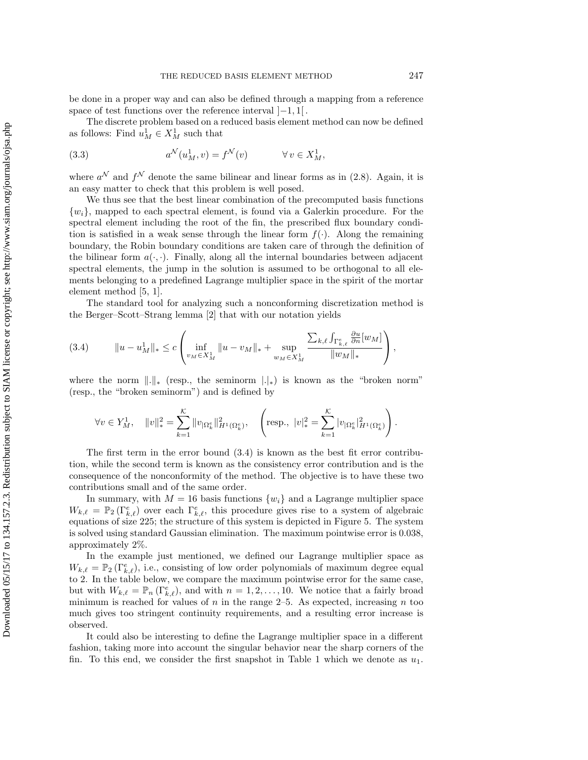be done in a proper way and can also be defined through a mapping from a reference space of test functions over the reference interval $]-1,1[$.

The discrete problem based on a reduced basis element method can now be defined as follows: Find $u_M^1 \in X_M^1$ such that

$$a^{\mathcal{N}}(u_M^1, v) = f^{\mathcal{N}}(v) \qquad \forall\, v \in X_M^1, \tag{3.3}$$

where $a^{\mathcal{N}}$ and $f^{\mathcal{N}}$ denote the same bilinear and linear forms as in (2.8). Again, it is an easy matter to check that this problem is well posed.

We thus see that the best linear combination of the precomputed basis functions $\{w_i\}$, mapped to each spectral element, is found via a Galerkin procedure. For the spectral element including the root of the fin, the prescribed flux boundary condition is satisfied in a weak sense through the linear form $f(\cdot)$. Along the remaining boundary, the Robin boundary conditions are taken care of through the definition of the bilinear form $a(\cdot,\cdot)$. Finally, along all the internal boundaries between adjacent spectral elements, the jump in the solution is assumed to be orthogonal to all elements belonging to a predefined Lagrange multiplier space in the spirit of the mortar element method [5, 1].

The standard tool for analyzing such a nonconforming discretization method is the Berger–Scott–Strang lemma [2] that with our notation yields

$$\|u - u_M^1\|_* \le c \left( \inf_{v_M \in X_M^1} \|u - v_M\|_* + \sup_{w_M \in X_M^1} \frac{\sum_{k,\ell} \int_{\Gamma_{k,\ell}^e} \frac{\partial u}{\partial n}[w_M]}{\|w_M\|_*} \right), \tag{3.4}$$

where the norm $\|.\|_*$ (resp., the seminorm $|.|_*$) is known as the "broken norm" (resp., the "broken seminorm") and is defined by

$$\forall v \in Y_M^1, \quad \|v\|_*^2 = \sum_{k=1}^{\mathcal{K}} \|v_{|\Omega_k^e}\|_{H^1(\Omega_k^e)}^2, \quad \left( \text{resp., } |v|_*^2 = \sum_{k=1}^{\mathcal{K}} |v_{|\Omega_k^e}|_{H^1(\Omega_k^e)}^2 \right).$$

The first term in the error bound (3.4) is known as the best fit error contribution, while the second term is known as the consistency error contribution and is the consequence of the nonconformity of the method. The objective is to have these two contributions small and of the same order.

In summary, with $M = 16$ basis functions $\{w_i\}$ and a Lagrange multiplier space $W_{k,\ell} = \mathbb{P}_2(\Gamma_{k,\ell}^e)$ over each $\Gamma_{k,\ell}^e$, this procedure gives rise to a system of algebraic equations of size 225; the structure of this system is depicted in Figure 5. The system is solved using standard Gaussian elimination. The maximum pointwise error is 0.038, approximately 2%.

In the example just mentioned, we defined our Lagrange multiplier space as $W_{k,\ell} = \mathbb{P}_2(\Gamma_{k,\ell}^e)$, i.e., consisting of low order polynomials of maximum degree equal to 2. In the table below, we compare the maximum pointwise error for the same case, but with $W_{k,\ell} = \mathbb{P}_n(\Gamma_{k,\ell}^e)$, and with $n = 1, 2, \ldots, 10$. We notice that a fairly broad minimum is reached for values of $n$ in the range 2–5. As expected, increasing $n$ too much gives too stringent continuity requirements, and a resulting error increase is observed.

It could also be interesting to define the Lagrange multiplier space in a different fashion, taking more into account the singular behavior near the sharp corners of the fin. To this end, we consider the first snapshot in Table 1 which we denote as $u_1$.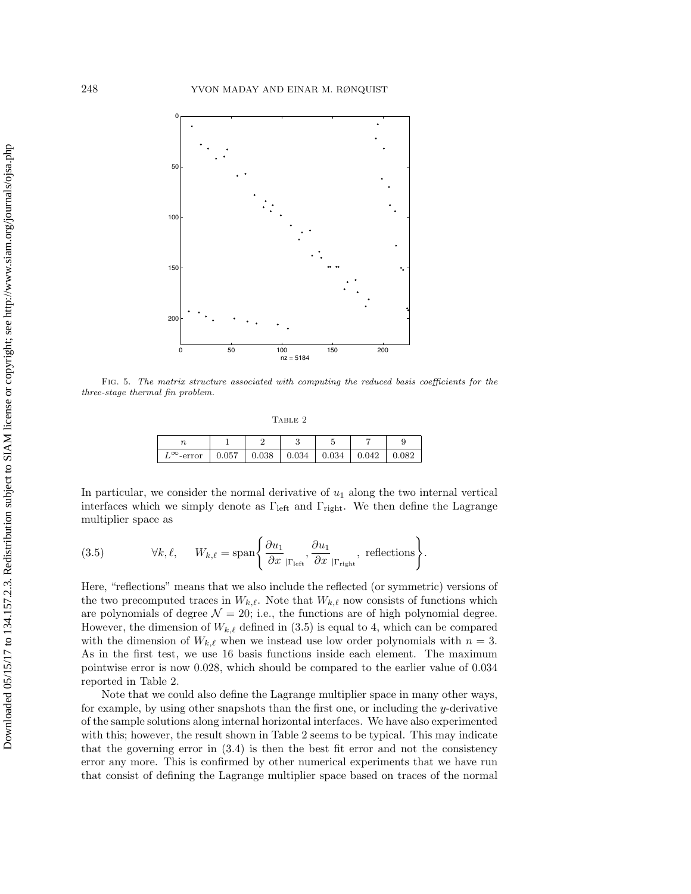Fig. 5. *The matrix structure associated with computing the reduced basis coefficients for the three-stage thermal fin problem.*

Table 2

| $n$ | 1 | 2 | 3 | 5 | 7 | 9 |
|---|---|---|---|---|---|---|
| $L^\infty$-error | 0.057 | 0.038 | 0.034 | 0.034 | 0.042 | 0.082 |

In particular, we consider the normal derivative of $u_1$ along the two internal vertical interfaces which we simply denote as $\Gamma_{\rm left}$ and $\Gamma_{\rm right}$. We then define the Lagrange multiplier space as

$$\forall k, \ell, \qquad W_{k,\ell} = \operatorname{span}\left\{ \frac{\partial u_1}{\partial x}_{|\Gamma_{\rm left}}, \frac{\partial u_1}{\partial x}_{|\Gamma_{\rm right}}, \text{ reflections} \right\}. \tag{3.5}$$

Here, "reflections" means that we also include the reflected (or symmetric) versions of the two precomputed traces in $W_{k,\ell}$. Note that $W_{k,\ell}$ now consists of functions which are polynomials of degree $\mathcal{N} = 20$; i.e., the functions are of high polynomial degree. However, the dimension of $W_{k,\ell}$ defined in (3.5) is equal to 4, which can be compared with the dimension of $W_{k,\ell}$ when we instead use low order polynomials with $n = 3$. As in the first test, we use 16 basis functions inside each element. The maximum pointwise error is now 0.028, which should be compared to the earlier value of 0.034 reported in Table 2.

Note that we could also define the Lagrange multiplier space in many other ways, for example, by using other snapshots than the first one, or including the $y$-derivative of the sample solutions along internal horizontal interfaces. We have also experimented with this; however, the result shown in Table 2 seems to be typical. This may indicate that the governing error in (3.4) is then the best fit error and not the consistency error any more. This is confirmed by other numerical experiments that we have run that consist of defining the Lagrange multiplier space based on traces of the normal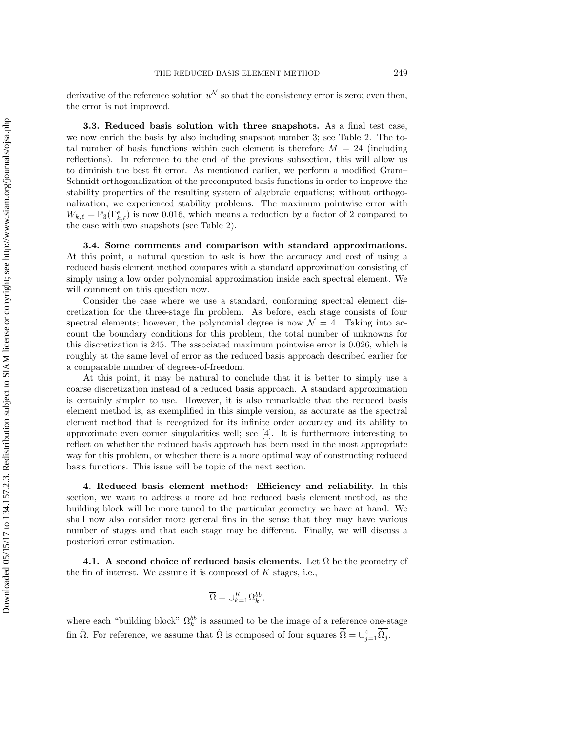derivative of the reference solution $u^{\mathcal{N}}$ so that the consistency error is zero; even then, the error is not improved.

**3.3. Reduced basis solution with three snapshots.** As a final test case, we now enrich the basis by also including snapshot number 3; see Table 2. The total number of basis functions within each element is therefore $M = 24$ (including reflections). In reference to the end of the previous subsection, this will allow us to diminish the best fit error. As mentioned earlier, we perform a modified Gram–Schmidt orthogonalization of the precomputed basis functions in order to improve the stability properties of the resulting system of algebraic equations; without orthogonalization, we experienced stability problems. The maximum pointwise error with $W_{k,\ell} = \mathbb{P}_3(\Gamma^e_{k,\ell})$ is now 0.016, which means a reduction by a factor of 2 compared to the case with two snapshots (see Table 2).

**3.4. Some comments and comparison with standard approximations.** At this point, a natural question to ask is how the accuracy and cost of using a reduced basis element method compares with a standard approximation consisting of simply using a low order polynomial approximation inside each spectral element. We will comment on this question now.

Consider the case where we use a standard, conforming spectral element discretization for the three-stage fin problem. As before, each stage consists of four spectral elements; however, the polynomial degree is now $\mathcal{N} = 4$. Taking into account the boundary conditions for this problem, the total number of unknowns for this discretization is 245. The associated maximum pointwise error is 0.026, which is roughly at the same level of error as the reduced basis approach described earlier for a comparable number of degrees-of-freedom.

At this point, it may be natural to conclude that it is better to simply use a coarse discretization instead of a reduced basis approach. A standard approximation is certainly simpler to use. However, it is also remarkable that the reduced basis element method is, as exemplified in this simple version, as accurate as the spectral element method that is recognized for its infinite order accuracy and its ability to approximate even corner singularities well; see [4]. It is furthermore interesting to reflect on whether the reduced basis approach has been used in the most appropriate way for this problem, or whether there is a more optimal way of constructing reduced basis functions. This issue will be topic of the next section.

**4. Reduced basis element method: Efficiency and reliability.** In this section, we want to address a more ad hoc reduced basis element method, as the building block will be more tuned to the particular geometry we have at hand. We shall now also consider more general fins in the sense that they may have various number of stages and that each stage may be different. Finally, we will discuss a posteriori error estimation.

**4.1. A second choice of reduced basis elements.** Let $\Omega$ be the geometry of the fin of interest. We assume it is composed of $K$ stages, i.e.,

$$\overline{\Omega} = \cup_{k=1}^{K} \overline{\Omega_k^{bb}},$$

where each "building block" $\Omega_k^{bb}$ is assumed to be the image of a reference one-stage fin $\hat{\Omega}$. For reference, we assume that $\hat{\Omega}$ is composed of four squares $\overline{\hat{\Omega}} = \cup_{j=1}^{4} \overline{\hat{\Omega}_j}$.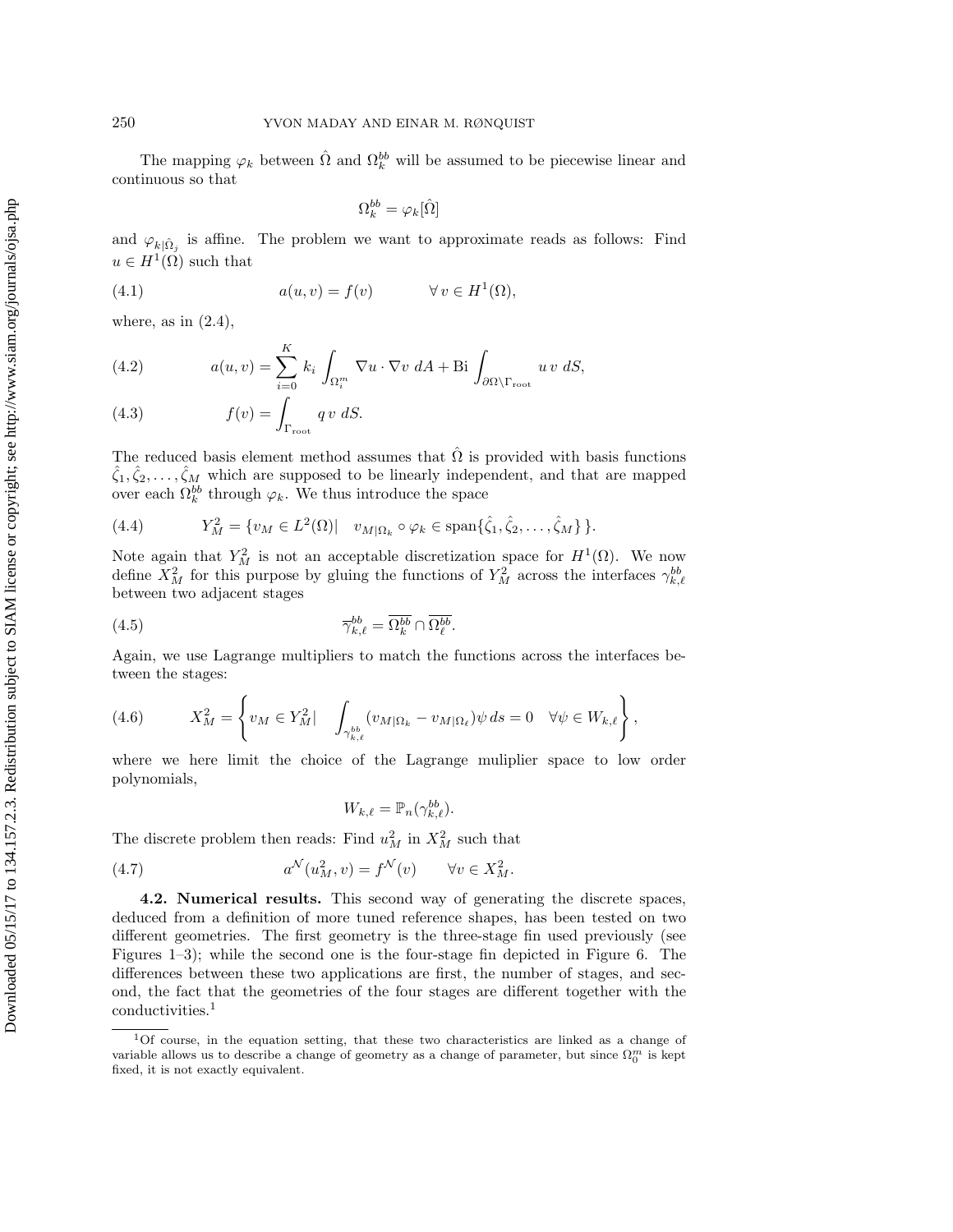The mapping $\varphi_k$ between $\hat{\Omega}$ and $\Omega_k^{bb}$ will be assumed to be piecewise linear and continuous so that

$$\Omega_k^{bb} = \varphi_k[\hat{\Omega}]$$

and $\varphi_{k|\hat{\Omega}_j}$ is affine. The problem we want to approximate reads as follows: Find $u \in H^1(\Omega)$ such that

$$a(u, v) = f(v) \qquad \forall\, v \in H^1(\Omega), \tag{4.1}$$

where, as in (2.4),

$$a(u, v) = \sum_{i=0}^{K} k_i \int_{\Omega_i^m} \nabla u \cdot \nabla v \; dA + \mathrm{Bi} \int_{\partial\Omega \setminus \Gamma_{\mathrm{root}}} u\, v \; dS, \tag{4.2}$$

$$f(v) = \int_{\Gamma_{\mathrm{root}}} q\, v \; dS. \tag{4.3}$$

The reduced basis element method assumes that $\hat{\Omega}$ is provided with basis functions $\hat{\zeta}_1, \hat{\zeta}_2, \ldots, \hat{\zeta}_M$ which are supposed to be linearly independent, and that are mapped over each $\Omega_k^{bb}$ through $\varphi_k$. We thus introduce the space

$$Y_M^2 = \{ v_M \in L^2(\Omega) | \quad v_{M|\Omega_k} \circ \varphi_k \in \mathrm{span}\{\hat{\zeta}_1, \hat{\zeta}_2, \ldots, \hat{\zeta}_M\} \}. \tag{4.4}$$

Note again that $Y_M^2$ is not an acceptable discretization space for $H^1(\Omega)$. We now define $X_M^2$ for this purpose by gluing the functions of $Y_M^2$ across the interfaces $\gamma_{k,\ell}^{bb}$ between two adjacent stages

$$\overline{\gamma}_{k,\ell}^{bb} = \overline{\Omega_k^{bb}} \cap \overline{\Omega_\ell^{bb}}. \tag{4.5}$$

Again, we use Lagrange multipliers to match the functions across the interfaces between the stages:

$$X_M^2 = \left\{ v_M \in Y_M^2 | \quad \int_{\gamma_{k,\ell}^{bb}} (v_{M|\Omega_k} - v_{M|\Omega_\ell}) \psi \, ds = 0 \quad \forall \psi \in W_{k,\ell} \right\}, \tag{4.6}$$

where we here limit the choice of the Lagrange muliplier space to low order polynomials,

$$W_{k,\ell} = \mathbb{P}_n(\gamma_{k,\ell}^{bb}).$$

The discrete problem then reads: Find $u_M^2$ in $X_M^2$ such that

$$a^{\mathcal{N}}(u_M^2, v) = f^{\mathcal{N}}(v) \qquad \forall v \in X_M^2. \tag{4.7}$$

**4.2. Numerical results.** This second way of generating the discrete spaces, deduced from a definition of more tuned reference shapes, has been tested on two different geometries. The first geometry is the three-stage fin used previously (see Figures 1–3); while the second one is the four-stage fin depicted in Figure 6. The differences between these two applications are first, the number of stages, and second, the fact that the geometries of the four stages are different together with the conductivities.[1]

[1] Of course, in the equation setting, that these two characteristics are linked as a change of variable allows us to describe a change of geometry as a change of parameter, but since $\Omega_0^m$ is kept fixed, it is not exactly equivalent.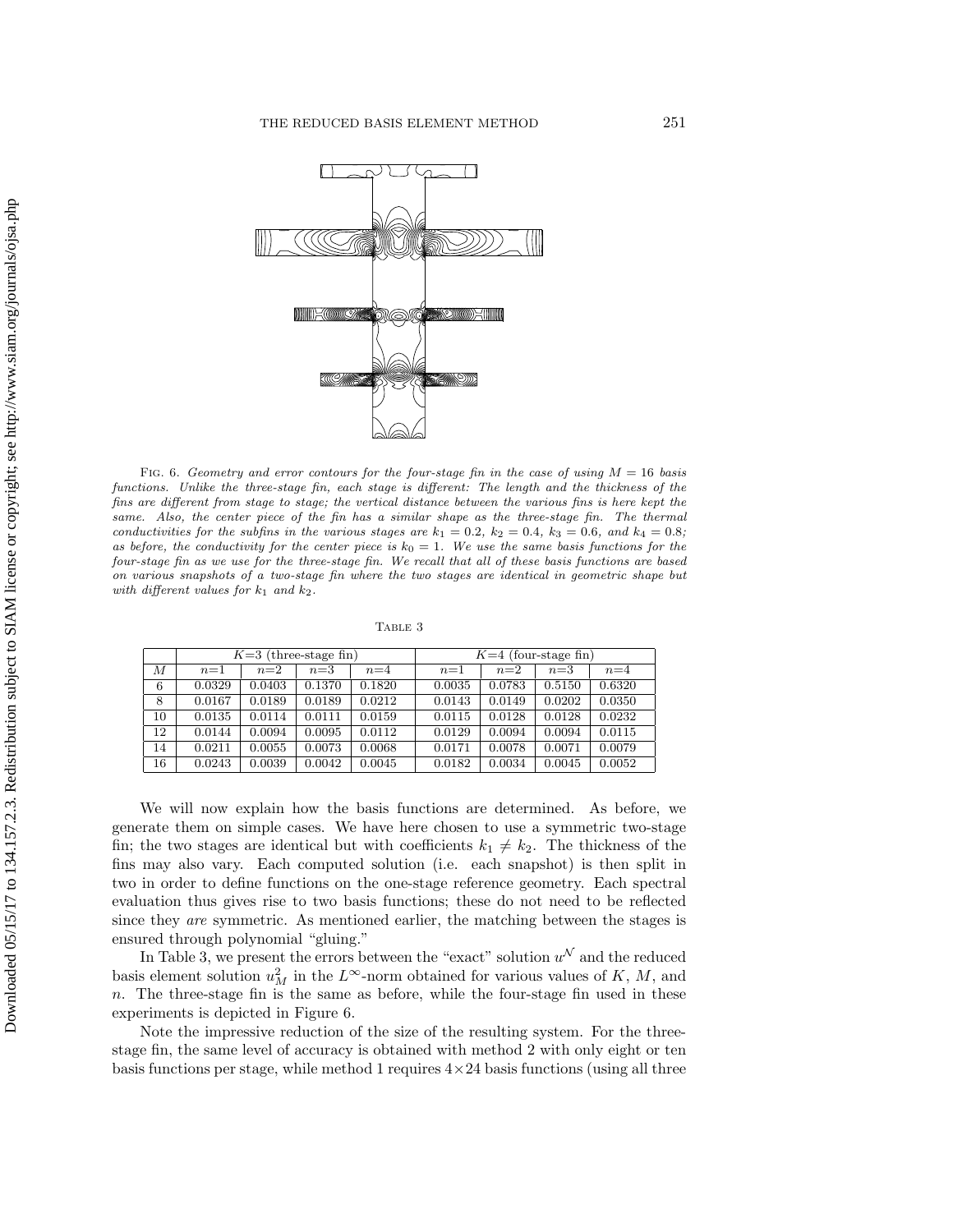Fig. 6. *Geometry and error contours for the four-stage fin in the case of using $M = 16$ basis functions. Unlike the three-stage fin, each stage is different: The length and the thickness of the fins are different from stage to stage; the vertical distance between the various fins is here kept the same. Also, the center piece of the fin has a similar shape as the three-stage fin. The thermal conductivities for the subfins in the various stages are $k_1 = 0.2$, $k_2 = 0.4$, $k_3 = 0.6$, and $k_4 = 0.8$; as before, the conductivity for the center piece is $k_0 = 1$. We use the same basis functions for the four-stage fin as we use for the three-stage fin. We recall that all of these basis functions are based on various snapshots of a two-stage fin where the two stages are identical in geometric shape but with different values for $k_1$ and $k_2$.*

Table 3

| | $K$=3 (three-stage fin) | | | | $K$=4 (four-stage fin) | | | |
|---|---|---|---|---|---|---|---|---|
| $M$ | $n$=1 | $n$=2 | $n$=3 | $n$=4 | $n$=1 | $n$=2 | $n$=3 | $n$=4 |
| 6 | 0.0329 | 0.0403 | 0.1370 | 0.1820 | 0.0035 | 0.0783 | 0.5150 | 0.6320 |
| 8 | 0.0167 | 0.0189 | 0.0189 | 0.0212 | 0.0143 | 0.0149 | 0.0202 | 0.0350 |
| 10 | 0.0135 | 0.0114 | 0.0111 | 0.0159 | 0.0115 | 0.0128 | 0.0128 | 0.0232 |
| 12 | 0.0144 | 0.0094 | 0.0095 | 0.0112 | 0.0129 | 0.0094 | 0.0094 | 0.0115 |
| 14 | 0.0211 | 0.0055 | 0.0073 | 0.0068 | 0.0171 | 0.0078 | 0.0071 | 0.0079 |
| 16 | 0.0243 | 0.0039 | 0.0042 | 0.0045 | 0.0182 | 0.0034 | 0.0045 | 0.0052 |

We will now explain how the basis functions are determined. As before, we generate them on simple cases. We have here chosen to use a symmetric two-stage fin; the two stages are identical but with coefficients $k_1 \neq k_2$. The thickness of the fins may also vary. Each computed solution (i.e. each snapshot) is then split in two in order to define functions on the one-stage reference geometry. Each spectral evaluation thus gives rise to two basis functions; these do not need to be reflected since they *are* symmetric. As mentioned earlier, the matching between the stages is ensured through polynomial "gluing."

In Table 3, we present the errors between the "exact" solution $u^{\mathcal{N}}$ and the reduced basis element solution $u_M^2$ in the $L^\infty$-norm obtained for various values of $K$, $M$, and $n$. The three-stage fin is the same as before, while the four-stage fin used in these experiments is depicted in Figure 6.

Note the impressive reduction of the size of the resulting system. For the three-stage fin, the same level of accuracy is obtained with method 2 with only eight or ten basis functions per stage, while method 1 requires $4\times24$ basis functions (using all three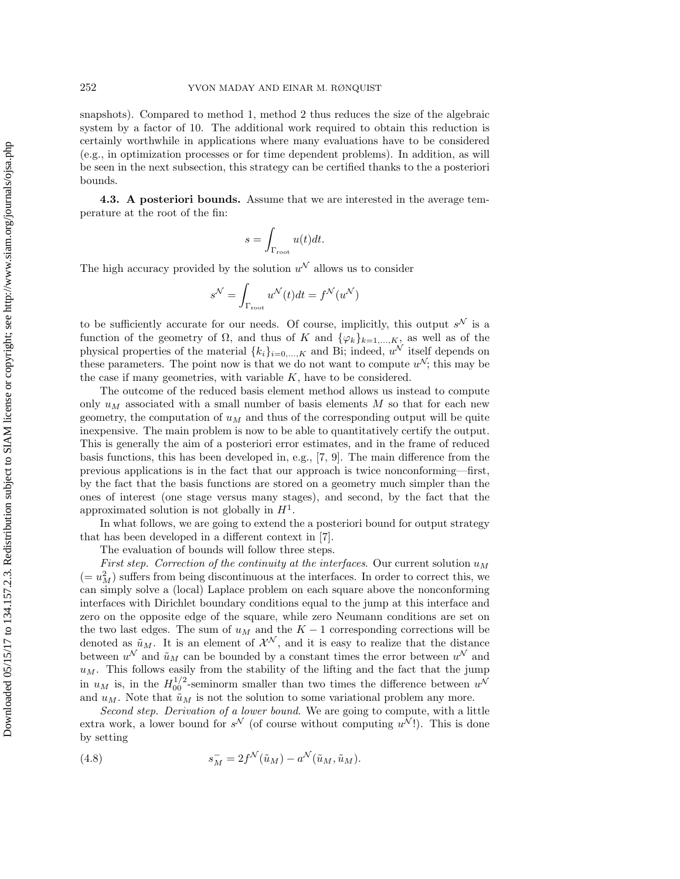snapshots). Compared to method 1, method 2 thus reduces the size of the algebraic system by a factor of 10. The additional work required to obtain this reduction is certainly worthwhile in applications where many evaluations have to be considered (e.g., in optimization processes or for time dependent problems). In addition, as will be seen in the next subsection, this strategy can be certified thanks to the a posteriori bounds.

**4.3. A posteriori bounds.** Assume that we are interested in the average temperature at the root of the fin:

$$s = \int_{\Gamma_{\text{root}}} u(t)dt.$$

The high accuracy provided by the solution $u^{\mathcal{N}}$ allows us to consider

$$s^{\mathcal{N}} = \int_{\Gamma_{\text{root}}} u^{\mathcal{N}}(t)dt = f^{\mathcal{N}}(u^{\mathcal{N}})$$

to be sufficiently accurate for our needs. Of course, implicitly, this output $s^{\mathcal{N}}$ is a function of the geometry of $\Omega$, and thus of $K$ and $\{\varphi_k\}_{k=1,\ldots,K}$, as well as of the physical properties of the material $\{k_i\}_{i=0,\ldots,K}$ and Bi; indeed, $u^{\mathcal{N}}$ itself depends on these parameters. The point now is that we do not want to compute $u^{\mathcal{N}}$; this may be the case if many geometries, with variable $K$, have to be considered.

The outcome of the reduced basis element method allows us instead to compute only $u_M$ associated with a small number of basis elements $M$ so that for each new geometry, the computation of $u_M$ and thus of the corresponding output will be quite inexpensive. The main problem is now to be able to quantitatively certify the output. This is generally the aim of a posteriori error estimates, and in the frame of reduced basis functions, this has been developed in, e.g., [7, 9]. The main difference from the previous applications is in the fact that our approach is twice nonconforming—first, by the fact that the basis functions are stored on a geometry much simpler than the ones of interest (one stage versus many stages), and second, by the fact that the approximated solution is not globally in $H^1$.

In what follows, we are going to extend the a posteriori bound for output strategy that has been developed in a different context in [7].

The evaluation of bounds will follow three steps.

*First step. Correction of the continuity at the interfaces.* Our current solution $u_M$ $(= u_M^2)$ suffers from being discontinuous at the interfaces. In order to correct this, we can simply solve a (local) Laplace problem on each square above the nonconforming interfaces with Dirichlet boundary conditions equal to the jump at this interface and zero on the opposite edge of the square, while zero Neumann conditions are set on the two last edges. The sum of $u_M$ and the $K-1$ corresponding corrections will be denoted as $\tilde{u}_M$. It is an element of $\mathcal{X}^{\mathcal{N}}$, and it is easy to realize that the distance between $u^{\mathcal{N}}$ and $\tilde{u}_M$ can be bounded by a constant times the error between $u^{\mathcal{N}}$ and $u_M$. This follows easily from the stability of the lifting and the fact that the jump in $u_M$ is, in the $H_{00}^{1/2}$-seminorm smaller than two times the difference between $u^{\mathcal{N}}$ and $u_M$. Note that $\tilde{u}_M$ is not the solution to some variational problem any more.

*Second step. Derivation of a lower bound.* We are going to compute, with a little extra work, a lower bound for $s^{\mathcal{N}}$ (of course without computing $u^{\mathcal{N}}$!). This is done by setting

$$s_M^- = 2f^{\mathcal{N}}(\tilde{u}_M) - a^{\mathcal{N}}(\tilde{u}_M, \tilde{u}_M). \tag{4.8}$$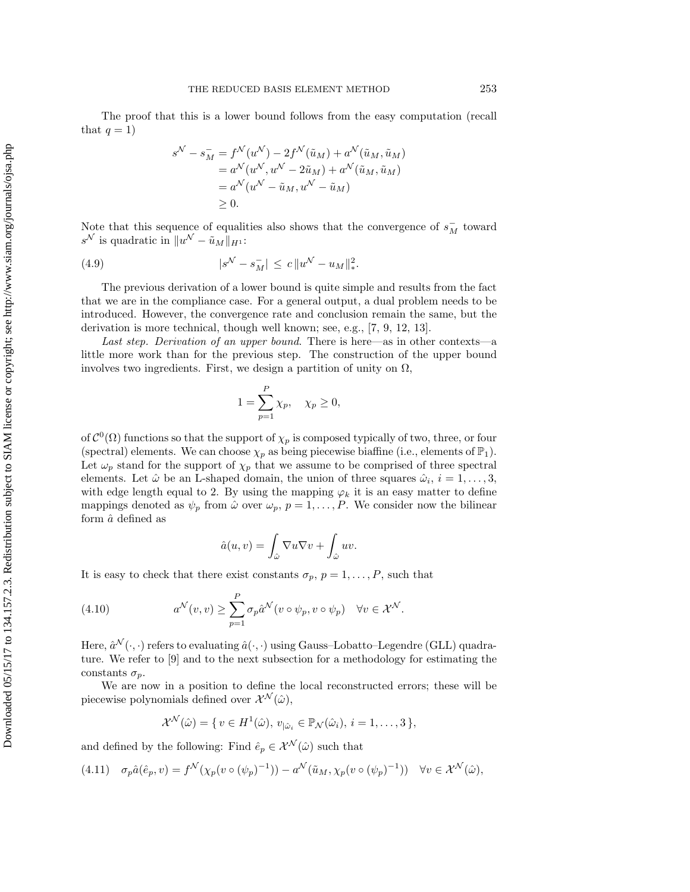The proof that this is a lower bound follows from the easy computation (recall that $q = 1$)

$$
\begin{aligned}
s^{\mathcal{N}} - s_M^- &= f^{\mathcal{N}}(u^{\mathcal{N}}) - 2f^{\mathcal{N}}(\tilde{u}_M) + a^{\mathcal{N}}(\tilde{u}_M, \tilde{u}_M) \\
&= a^{\mathcal{N}}(u^{\mathcal{N}}, u^{\mathcal{N}} - 2\tilde{u}_M) + a^{\mathcal{N}}(\tilde{u}_M, \tilde{u}_M) \\
&= a^{\mathcal{N}}(u^{\mathcal{N}} - \tilde{u}_M, u^{\mathcal{N}} - \tilde{u}_M) \\
&\geq 0.
\end{aligned}
$$

Note that this sequence of equalities also shows that the convergence of $s_M^-$ toward $s^{\mathcal{N}}$ is quadratic in $\|u^{\mathcal{N}} - \tilde{u}_M\|_{H^1}$:

$$
|s^{\mathcal{N}} - s_M^-| \leq c \, \|u^{\mathcal{N}} - u_M\|_*^2. \tag{4.9}
$$

The previous derivation of a lower bound is quite simple and results from the fact that we are in the compliance case. For a general output, a dual problem needs to be introduced. However, the convergence rate and conclusion remain the same, but the derivation is more technical, though well known; see, e.g., [7, 9, 12, 13].

*Last step. Derivation of an upper bound.* There is here—as in other contexts—a little more work than for the previous step. The construction of the upper bound involves two ingredients. First, we design a partition of unity on $\Omega$,

$$
1 = \sum_{p=1}^{P} \chi_p, \quad \chi_p \geq 0,
$$

of $\mathcal{C}^0(\Omega)$ functions so that the support of $\chi_p$ is composed typically of two, three, or four (spectral) elements. We can choose $\chi_p$ as being piecewise biaffine (i.e., elements of $\mathbb{P}_1$). Let $\omega_p$ stand for the support of $\chi_p$ that we assume to be comprised of three spectral elements. Let $\hat{\omega}$ be an L-shaped domain, the union of three squares $\hat{\omega}_i$, $i = 1, \ldots, 3$, with edge length equal to 2. By using the mapping $\varphi_k$ it is an easy matter to define mappings denoted as $\psi_p$ from $\hat{\omega}$ over $\omega_p$, $p = 1, \ldots, P$. We consider now the bilinear form $\hat{a}$ defined as

$$
\hat{a}(u, v) = \int_{\hat{\omega}} \nabla u \nabla v + \int_{\hat{\omega}} uv.
$$

It is easy to check that there exist constants $\sigma_p$, $p = 1, \ldots, P$, such that

$$
a^{\mathcal{N}}(v, v) \geq \sum_{p=1}^{P} \sigma_p \hat{a}^{\mathcal{N}}(v \circ \psi_p, v \circ \psi_p) \quad \forall v \in \mathcal{X}^{\mathcal{N}}. \tag{4.10}
$$

Here, $\hat{a}^{\mathcal{N}}(\cdot, \cdot)$ refers to evaluating $\hat{a}(\cdot, \cdot)$ using Gauss–Lobatto–Legendre (GLL) quadrature. We refer to [9] and to the next subsection for a methodology for estimating the constants $\sigma_p$.

We are now in a position to define the local reconstructed errors; these will be piecewise polynomials defined over $\mathcal{X}^{\mathcal{N}}(\hat{\omega})$,

$$
\mathcal{X}^{\mathcal{N}}(\hat{\omega}) = \{ v \in H^1(\hat{\omega}), \, v_{|\hat{\omega}_i} \in \mathbb{P}_{\mathcal{N}}(\hat{\omega}_i), \, i = 1, \ldots, 3 \},
$$

and defined by the following: Find $\hat{e}_p \in \mathcal{X}^{\mathcal{N}}(\hat{\omega})$ such that

$$
\sigma_p \hat{a}(\hat{e}_p, v) = f^{\mathcal{N}}(\chi_p(v \circ (\psi_p)^{-1})) - a^{\mathcal{N}}(\tilde{u}_M, \chi_p(v \circ (\psi_p)^{-1})) \quad \forall v \in \mathcal{X}^{\mathcal{N}}(\hat{\omega}), \tag{4.11}
$$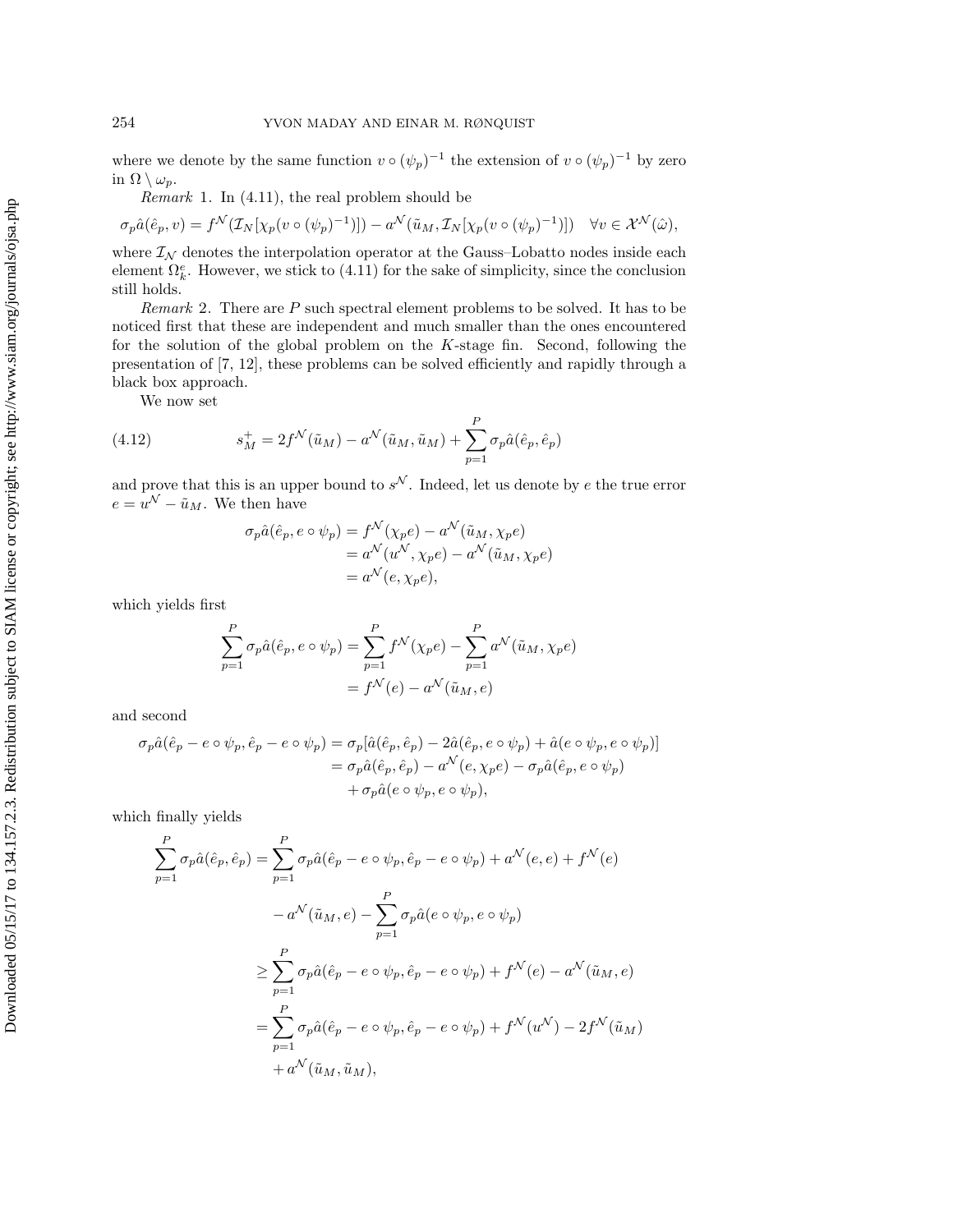where we denote by the same function $v \circ (\psi_p)^{-1}$ the extension of $v \circ (\psi_p)^{-1}$ by zero in $\Omega \setminus \omega_p$.

*Remark* 1. In (4.11), the real problem should be

$$\sigma_p \hat{a}(\hat{e}_p, v) = f^{\mathcal{N}}(\mathcal{I}_N[\chi_p(v \circ (\psi_p)^{-1})]) - a^{\mathcal{N}}(\tilde{u}_M, \mathcal{I}_N[\chi_p(v \circ (\psi_p)^{-1})]) \quad \forall v \in \mathcal{X}^{\mathcal{N}}(\hat{\omega}),$$

where $\mathcal{I}_{\mathcal{N}}$ denotes the interpolation operator at the Gauss–Lobatto nodes inside each element $\Omega_k^e$. However, we stick to (4.11) for the sake of simplicity, since the conclusion still holds.

*Remark* 2. There are $P$ such spectral element problems to be solved. It has to be noticed first that these are independent and much smaller than the ones encountered for the solution of the global problem on the $K$-stage fin. Second, following the presentation of [7, 12], these problems can be solved efficiently and rapidly through a black box approach.

We now set

$$s_M^+ = 2f^{\mathcal{N}}(\tilde{u}_M) - a^{\mathcal{N}}(\tilde{u}_M, \tilde{u}_M) + \sum_{p=1}^{P} \sigma_p \hat{a}(\hat{e}_p, \hat{e}_p) \tag{4.12}$$

and prove that this is an upper bound to $s^{\mathcal{N}}$. Indeed, let us denote by $e$ the true error $e = u^{\mathcal{N}} - \tilde{u}_M$. We then have

$$\begin{aligned}
\sigma_p \hat{a}(\hat{e}_p, e \circ \psi_p) &= f^{\mathcal{N}}(\chi_p e) - a^{\mathcal{N}}(\tilde{u}_M, \chi_p e) \\
&= a^{\mathcal{N}}(u^{\mathcal{N}}, \chi_p e) - a^{\mathcal{N}}(\tilde{u}_M, \chi_p e) \\
&= a^{\mathcal{N}}(e, \chi_p e),
\end{aligned}$$

which yields first

$$\begin{aligned}
\sum_{p=1}^{P} \sigma_p \hat{a}(\hat{e}_p, e \circ \psi_p) &= \sum_{p=1}^{P} f^{\mathcal{N}}(\chi_p e) - \sum_{p=1}^{P} a^{\mathcal{N}}(\tilde{u}_M, \chi_p e) \\
&= f^{\mathcal{N}}(e) - a^{\mathcal{N}}(\tilde{u}_M, e)
\end{aligned}$$

and second

$$\begin{aligned}
\sigma_p \hat{a}(\hat{e}_p - e \circ \psi_p, \hat{e}_p - e \circ \psi_p) &= \sigma_p[\hat{a}(\hat{e}_p, \hat{e}_p) - 2\hat{a}(\hat{e}_p, e \circ \psi_p) + \hat{a}(e \circ \psi_p, e \circ \psi_p)] \\
&= \sigma_p \hat{a}(\hat{e}_p, \hat{e}_p) - a^{\mathcal{N}}(e, \chi_p e) - \sigma_p \hat{a}(\hat{e}_p, e \circ \psi_p) \\
&\quad + \sigma_p \hat{a}(e \circ \psi_p, e \circ \psi_p),
\end{aligned}$$

which finally yields

$$\begin{aligned}
\sum_{p=1}^{P} \sigma_p \hat{a}(\hat{e}_p, \hat{e}_p) &= \sum_{p=1}^{P} \sigma_p \hat{a}(\hat{e}_p - e \circ \psi_p, \hat{e}_p - e \circ \psi_p) + a^{\mathcal{N}}(e, e) + f^{\mathcal{N}}(e) \\
&\quad - a^{\mathcal{N}}(\tilde{u}_M, e) - \sum_{p=1}^{P} \sigma_p \hat{a}(e \circ \psi_p, e \circ \psi_p) \\
&\geq \sum_{p=1}^{P} \sigma_p \hat{a}(\hat{e}_p - e \circ \psi_p, \hat{e}_p - e \circ \psi_p) + f^{\mathcal{N}}(e) - a^{\mathcal{N}}(\tilde{u}_M, e) \\
&= \sum_{p=1}^{P} \sigma_p \hat{a}(\hat{e}_p - e \circ \psi_p, \hat{e}_p - e \circ \psi_p) + f^{\mathcal{N}}(u^{\mathcal{N}}) - 2f^{\mathcal{N}}(\tilde{u}_M) \\
&\quad + a^{\mathcal{N}}(\tilde{u}_M, \tilde{u}_M),
\end{aligned}$$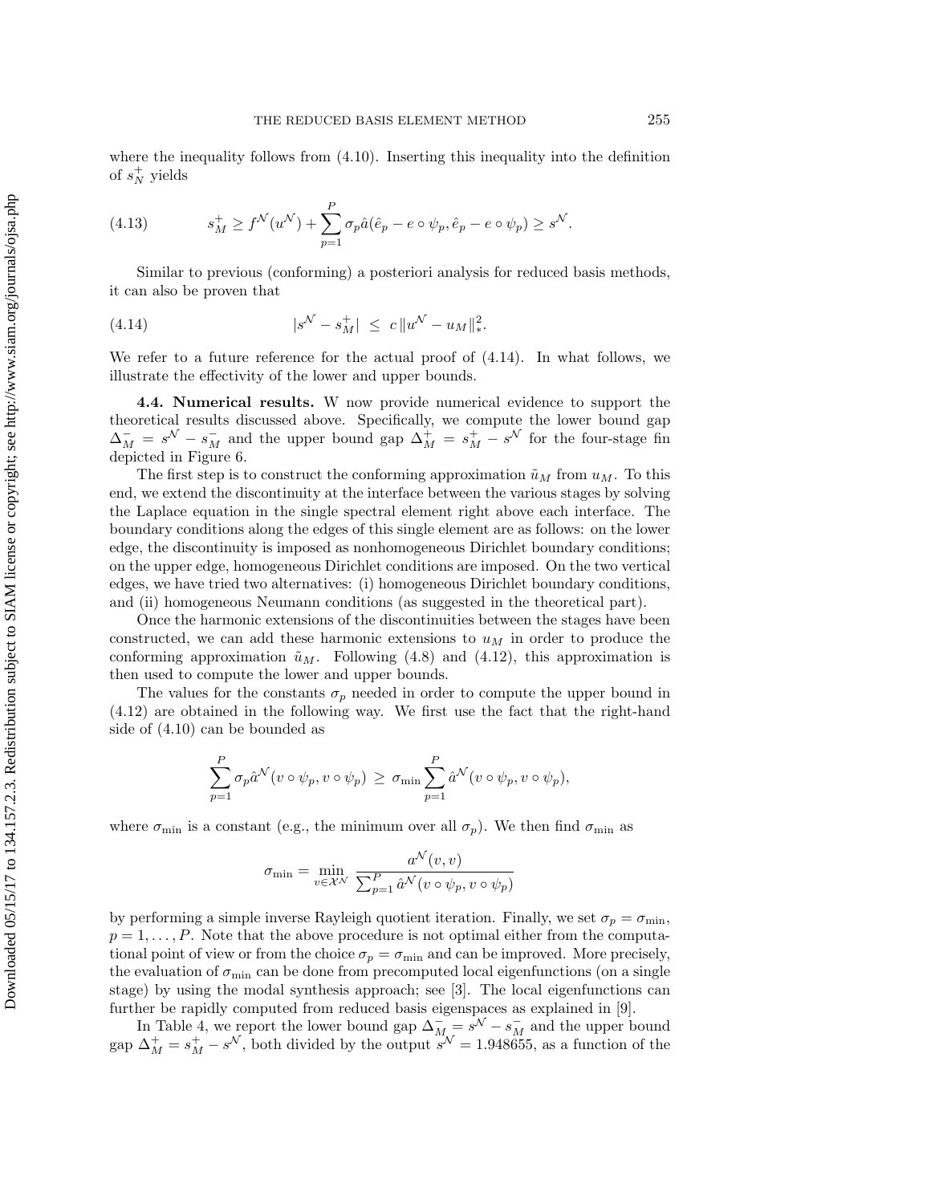where the inequality follows from (4.10). Inserting this inequality into the definition of $s_N^+$ yields

$$s_M^+ \geq f^{\mathcal{N}}(u^{\mathcal{N}}) + \sum_{p=1}^{P} \sigma_p \hat{a}(\hat{e}_p - e \circ \psi_p, \hat{e}_p - e \circ \psi_p) \geq s^{\mathcal{N}}. \tag{4.13}$$

Similar to previous (conforming) a posteriori analysis for reduced basis methods, it can also be proven that

$$|s^{\mathcal{N}} - s_M^+| \;\leq\; c\, \|u^{\mathcal{N}} - u_M\|_*^2. \tag{4.14}$$

We refer to a future reference for the actual proof of (4.14). In what follows, we illustrate the effectivity of the lower and upper bounds.

**4.4. Numerical results.** W now provide numerical evidence to support the theoretical results discussed above. Specifically, we compute the lower bound gap $\Delta_M^- = s^{\mathcal{N}} - s_M^-$ and the upper bound gap $\Delta_M^+ = s_M^+ - s^{\mathcal{N}}$ for the four-stage fin depicted in Figure 6.

The first step is to construct the conforming approximation $\tilde{u}_M$ from $u_M$. To this end, we extend the discontinuity at the interface between the various stages by solving the Laplace equation in the single spectral element right above each interface. The boundary conditions along the edges of this single element are as follows: on the lower edge, the discontinuity is imposed as nonhomogeneous Dirichlet boundary conditions; on the upper edge, homogeneous Dirichlet conditions are imposed. On the two vertical edges, we have tried two alternatives: (i) homogeneous Dirichlet boundary conditions, and (ii) homogeneous Neumann conditions (as suggested in the theoretical part).

Once the harmonic extensions of the discontinuities between the stages have been constructed, we can add these harmonic extensions to $u_M$ in order to produce the conforming approximation $\tilde{u}_M$. Following (4.8) and (4.12), this approximation is then used to compute the lower and upper bounds.

The values for the constants $\sigma_p$ needed in order to compute the upper bound in (4.12) are obtained in the following way. We first use the fact that the right-hand side of (4.10) can be bounded as

$$\sum_{p=1}^{P} \sigma_p \hat{a}^{\mathcal{N}}(v \circ \psi_p, v \circ \psi_p) \;\geq\; \sigma_{\min} \sum_{p=1}^{P} \hat{a}^{\mathcal{N}}(v \circ \psi_p, v \circ \psi_p),$$

where $\sigma_{\min}$ is a constant (e.g., the minimum over all $\sigma_p$). We then find $\sigma_{\min}$ as

$$\sigma_{\min} = \min_{v \in \mathcal{X}^{\mathcal{N}}} \frac{a^{\mathcal{N}}(v,v)}{\sum_{p=1}^{P} \hat{a}^{\mathcal{N}}(v \circ \psi_p, v \circ \psi_p)}$$

by performing a simple inverse Rayleigh quotient iteration. Finally, we set $\sigma_p = \sigma_{\min}$, $p = 1, \ldots, P$. Note that the above procedure is not optimal either from the computational point of view or from the choice $\sigma_p = \sigma_{\min}$ and can be improved. More precisely, the evaluation of $\sigma_{\min}$ can be done from precomputed local eigenfunctions (on a single stage) by using the modal synthesis approach; see [3]. The local eigenfunctions can further be rapidly computed from reduced basis eigenspaces as explained in [9].

In Table 4, we report the lower bound gap $\Delta_M^- = s^{\mathcal{N}} - s_M^-$ and the upper bound gap $\Delta_M^+ = s_M^+ - s^{\mathcal{N}}$, both divided by the output $s^{\mathcal{N}} = 1.948655$, as a function of the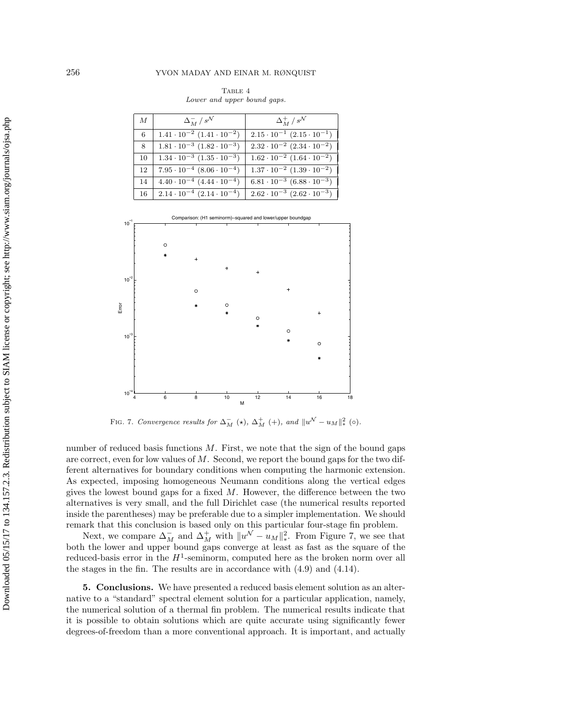TABLE 4
*Lower and upper bound gaps.*

| $M$ | $\Delta_M^- / s^{\mathcal{N}}$ | $\Delta_M^+ / s^{\mathcal{N}}$ |
|---|---|---|
| 6 | $1.41 \cdot 10^{-2}$ $(1.41 \cdot 10^{-2})$ | $2.15 \cdot 10^{-1}$ $(2.15 \cdot 10^{-1})$ |
| 8 | $1.81 \cdot 10^{-3}$ $(1.82 \cdot 10^{-3})$ | $2.32 \cdot 10^{-2}$ $(2.34 \cdot 10^{-2})$ |
| 10 | $1.34 \cdot 10^{-3}$ $(1.35 \cdot 10^{-3})$ | $1.62 \cdot 10^{-2}$ $(1.64 \cdot 10^{-2})$ |
| 12 | $7.95 \cdot 10^{-4}$ $(8.06 \cdot 10^{-4})$ | $1.37 \cdot 10^{-2}$ $(1.39 \cdot 10^{-2})$ |
| 14 | $4.40 \cdot 10^{-4}$ $(4.44 \cdot 10^{-4})$ | $6.81 \cdot 10^{-3}$ $(6.88 \cdot 10^{-3})$ |
| 16 | $2.14 \cdot 10^{-4}$ $(2.14 \cdot 10^{-4})$ | $2.62 \cdot 10^{-3}$ $(2.62 \cdot 10^{-3})$ |

FIG. 7. *Convergence results for* $\Delta_M^-$ $(\star)$, $\Delta_M^+$ $(+)$, *and* $\|u^{\mathcal{N}} - u_M\|_*^2$ $(\circ)$.

number of reduced basis functions $M$. First, we note that the sign of the bound gaps are correct, even for low values of $M$. Second, we report the bound gaps for the two different alternatives for boundary conditions when computing the harmonic extension. As expected, imposing homogeneous Neumann conditions along the vertical edges gives the lowest bound gaps for a fixed $M$. However, the difference between the two alternatives is very small, and the full Dirichlet case (the numerical results reported inside the parentheses) may be preferable due to a simpler implementation. We should remark that this conclusion is based only on this particular four-stage fin problem.

Next, we compare $\Delta_M^-$ and $\Delta_M^+$ with $\|u^{\mathcal{N}} - u_M\|_*^2$. From Figure 7, we see that both the lower and upper bound gaps converge at least as fast as the square of the reduced-basis error in the $H^1$-seminorm, computed here as the broken norm over all the stages in the fin. The results are in accordance with (4.9) and (4.14).

## 5. Conclusions.

We have presented a reduced basis element solution as an alternative to a "standard" spectral element solution for a particular application, namely, the numerical solution of a thermal fin problem. The numerical results indicate that it is possible to obtain solutions which are quite accurate using significantly fewer degrees-of-freedom than a more conventional approach. It is important, and actually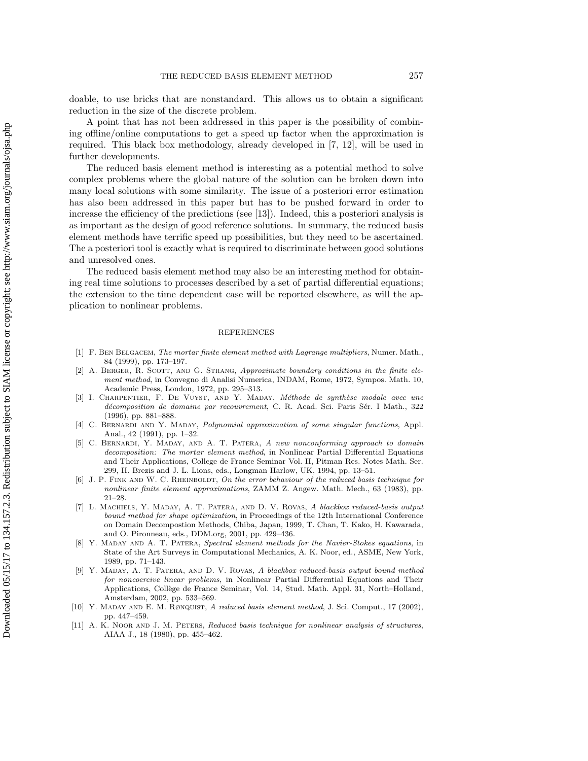doable, to use bricks that are nonstandard. This allows us to obtain a significant reduction in the size of the discrete problem.

A point that has not been addressed in this paper is the possibility of combining offline/online computations to get a speed up factor when the approximation is required. This black box methodology, already developed in [7, 12], will be used in further developments.

The reduced basis element method is interesting as a potential method to solve complex problems where the global nature of the solution can be broken down into many local solutions with some similarity. The issue of a posteriori error estimation has also been addressed in this paper but has to be pushed forward in order to increase the efficiency of the predictions (see [13]). Indeed, this a posteriori analysis is as important as the design of good reference solutions. In summary, the reduced basis element methods have terrific speed up possibilities, but they need to be ascertained. The a posteriori tool is exactly what is required to discriminate between good solutions and unresolved ones.

The reduced basis element method may also be an interesting method for obtaining real time solutions to processes described by a set of partial differential equations; the extension to the time dependent case will be reported elsewhere, as will the application to nonlinear problems.

## REFERENCES

[1] F. Ben Belgacem, *The mortar finite element method with Lagrange multipliers*, Numer. Math., 84 (1999), pp. 173–197.

[2] A. Berger, R. Scott, and G. Strang, *Approximate boundary conditions in the finite element method*, in Convegno di Analisi Numerica, INDAM, Rome, 1972, Sympos. Math. 10, Academic Press, London, 1972, pp. 295–313.

[3] I. Charpentier, F. De Vuyst, and Y. Maday, *Méthode de synthèse modale avec une décomposition de domaine par recouvrement*, C. R. Acad. Sci. Paris Sér. I Math., 322 (1996), pp. 881–888.

[4] C. Bernardi and Y. Maday, *Polynomial approximation of some singular functions*, Appl. Anal., 42 (1991), pp. 1–32.

[5] C. Bernardi, Y. Maday, and A. T. Patera, *A new nonconforming approach to domain decomposition: The mortar element method*, in Nonlinear Partial Differential Equations and Their Applications, College de France Seminar Vol. II, Pitman Res. Notes Math. Ser. 299, H. Brezis and J. L. Lions, eds., Longman Harlow, UK, 1994, pp. 13–51.

[6] J. P. Fink and W. C. Rheinboldt, *On the error behaviour of the reduced basis technique for nonlinear finite element approximations*, ZAMM Z. Angew. Math. Mech., 63 (1983), pp. 21–28.

[7] L. Machiels, Y. Maday, A. T. Patera, and D. V. Rovas, *A blackbox reduced-basis output bound method for shape optimization*, in Proceedings of the 12th International Conference on Domain Decompostion Methods, Chiba, Japan, 1999, T. Chan, T. Kako, H. Kawarada, and O. Pironneau, eds., DDM.org, 2001, pp. 429–436.

[8] Y. Maday and A. T. Patera, *Spectral element methods for the Navier-Stokes equations*, in State of the Art Surveys in Computational Mechanics, A. K. Noor, ed., ASME, New York, 1989, pp. 71–143.

[9] Y. Maday, A. T. Patera, and D. V. Rovas, *A blackbox reduced-basis output bound method for noncoercive linear problems*, in Nonlinear Partial Differential Equations and Their Applications, Collège de France Seminar, Vol. 14, Stud. Math. Appl. 31, North–Holland, Amsterdam, 2002, pp. 533–569.

[10] Y. Maday and E. M. Rønquist, *A reduced basis element method*, J. Sci. Comput., 17 (2002), pp. 447–459.

[11] A. K. Noor and J. M. Peters, *Reduced basis technique for nonlinear analysis of structures*, AIAA J., 18 (1980), pp. 455–462.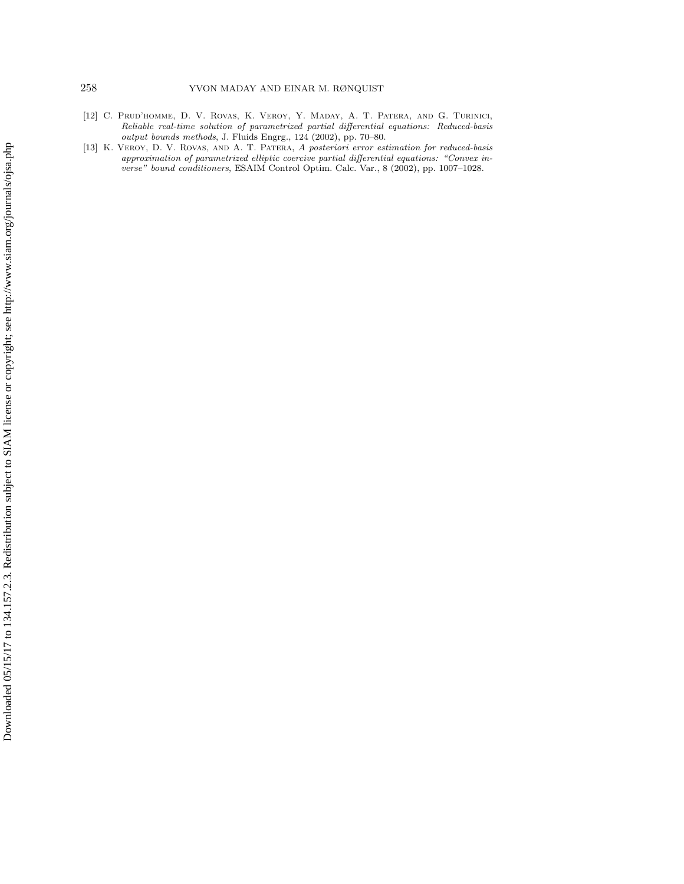[12] C. Prud'homme, D. V. Rovas, K. Veroy, Y. Maday, A. T. Patera, and G. Turinici, *Reliable real-time solution of parametrized partial differential equations: Reduced-basis output bounds methods*, J. Fluids Engrg., 124 (2002), pp. 70–80.

[13] K. Veroy, D. V. Rovas, and A. T. Patera, *A posteriori error estimation for reduced-basis approximation of parametrized elliptic coercive partial differential equations: "Convex inverse" bound conditioners*, ESAIM Control Optim. Calc. Var., 8 (2002), pp. 1007–1028.

Downloaded 05/15/17 to 134.157.2.3. Redistribution subject to SIAM license or copyright; see http://www.siam.org/journals/ojsa.php